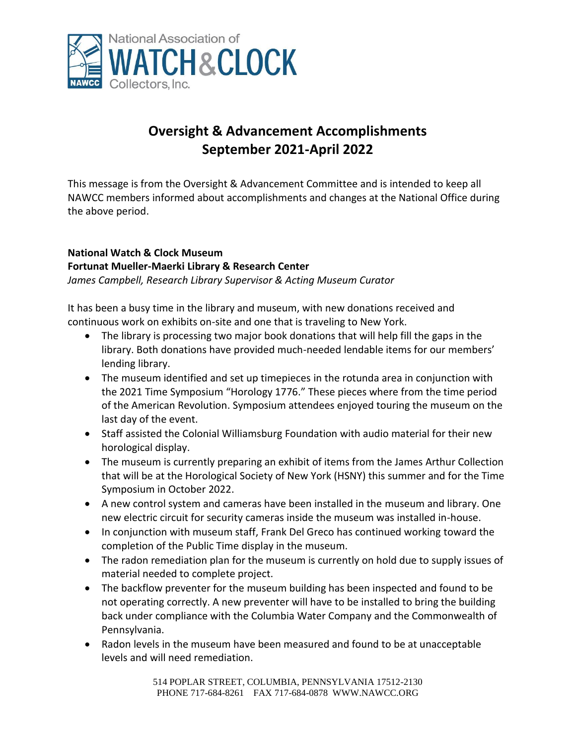# Oversight & Advancement Accomplishments
# September 2021-April 2022

This message is from the Oversight & Advancement Committee and is intended to keep all NAWCC members informed about accomplishments and changes at the National Office during the above period.

**National Watch & Clock Museum**
**Fortunat Mueller-Maerki Library & Research Center**
*James Campbell, Research Library Supervisor & Acting Museum Curator*

It has been a busy time in the library and museum, with new donations received and continuous work on exhibits on-site and one that is traveling to New York.

- The library is processing two major book donations that will help fill the gaps in the library. Both donations have provided much-needed lendable items for our members' lending library.
- The museum identified and set up timepieces in the rotunda area in conjunction with the 2021 Time Symposium "Horology 1776." These pieces where from the time period of the American Revolution. Symposium attendees enjoyed touring the museum on the last day of the event.
- Staff assisted the Colonial Williamsburg Foundation with audio material for their new horological display.
- The museum is currently preparing an exhibit of items from the James Arthur Collection that will be at the Horological Society of New York (HSNY) this summer and for the Time Symposium in October 2022.
- A new control system and cameras have been installed in the museum and library. One new electric circuit for security cameras inside the museum was installed in-house.
- In conjunction with museum staff, Frank Del Greco has continued working toward the completion of the Public Time display in the museum.
- The radon remediation plan for the museum is currently on hold due to supply issues of material needed to complete project.
- The backflow preventer for the museum building has been inspected and found to be not operating correctly. A new preventer will have to be installed to bring the building back under compliance with the Columbia Water Company and the Commonwealth of Pennsylvania.
- Radon levels in the museum have been measured and found to be at unacceptable levels and will need remediation.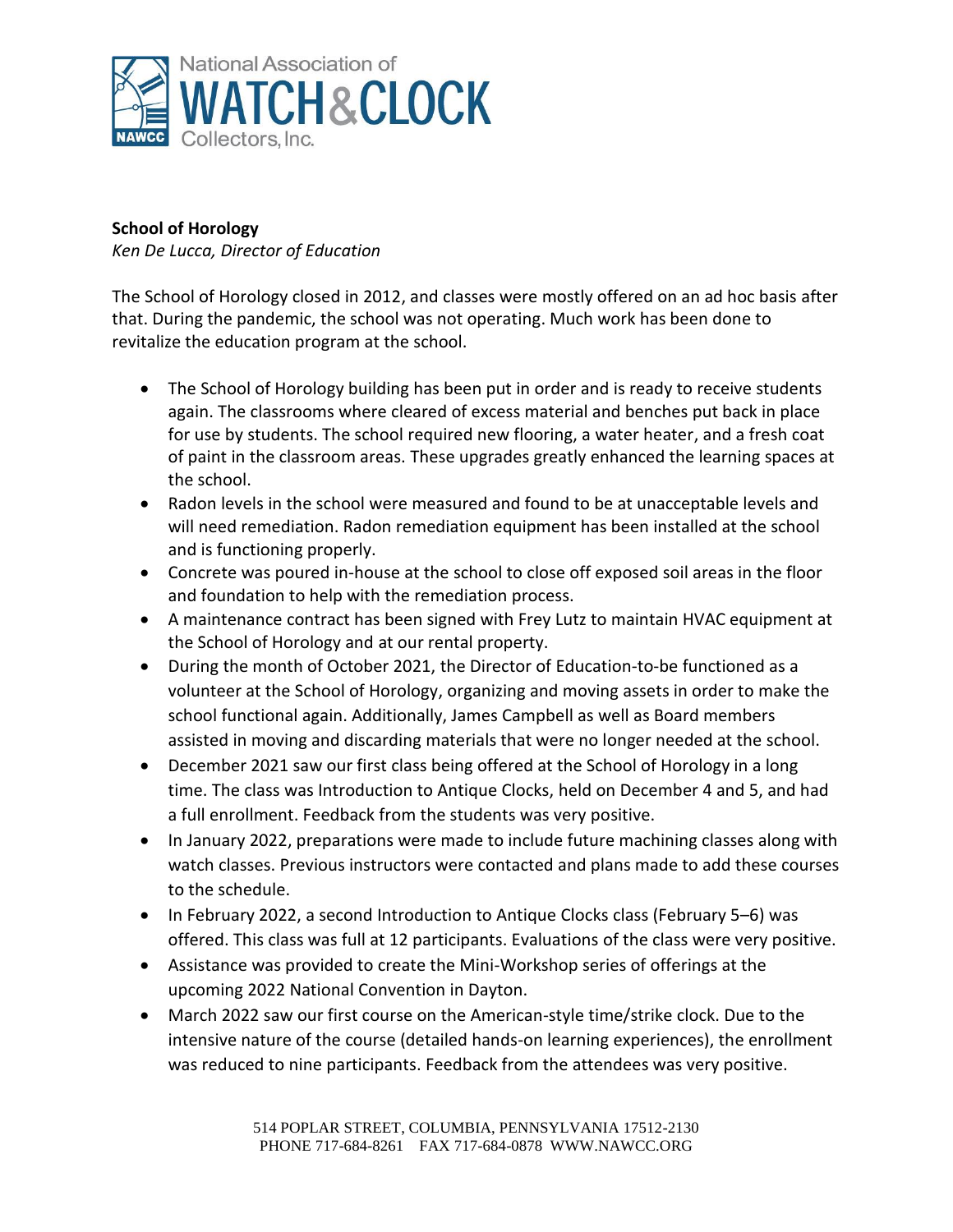**School of Horology**

*Ken De Lucca, Director of Education*

The School of Horology closed in 2012, and classes were mostly offered on an ad hoc basis after that. During the pandemic, the school was not operating. Much work has been done to revitalize the education program at the school.

- The School of Horology building has been put in order and is ready to receive students again. The classrooms where cleared of excess material and benches put back in place for use by students. The school required new flooring, a water heater, and a fresh coat of paint in the classroom areas. These upgrades greatly enhanced the learning spaces at the school.
- Radon levels in the school were measured and found to be at unacceptable levels and will need remediation. Radon remediation equipment has been installed at the school and is functioning properly.
- Concrete was poured in-house at the school to close off exposed soil areas in the floor and foundation to help with the remediation process.
- A maintenance contract has been signed with Frey Lutz to maintain HVAC equipment at the School of Horology and at our rental property.
- During the month of October 2021, the Director of Education-to-be functioned as a volunteer at the School of Horology, organizing and moving assets in order to make the school functional again. Additionally, James Campbell as well as Board members assisted in moving and discarding materials that were no longer needed at the school.
- December 2021 saw our first class being offered at the School of Horology in a long time. The class was Introduction to Antique Clocks, held on December 4 and 5, and had a full enrollment. Feedback from the students was very positive.
- In January 2022, preparations were made to include future machining classes along with watch classes. Previous instructors were contacted and plans made to add these courses to the schedule.
- In February 2022, a second Introduction to Antique Clocks class (February 5–6) was offered. This class was full at 12 participants. Evaluations of the class were very positive.
- Assistance was provided to create the Mini-Workshop series of offerings at the upcoming 2022 National Convention in Dayton.
- March 2022 saw our first course on the American-style time/strike clock. Due to the intensive nature of the course (detailed hands-on learning experiences), the enrollment was reduced to nine participants. Feedback from the attendees was very positive.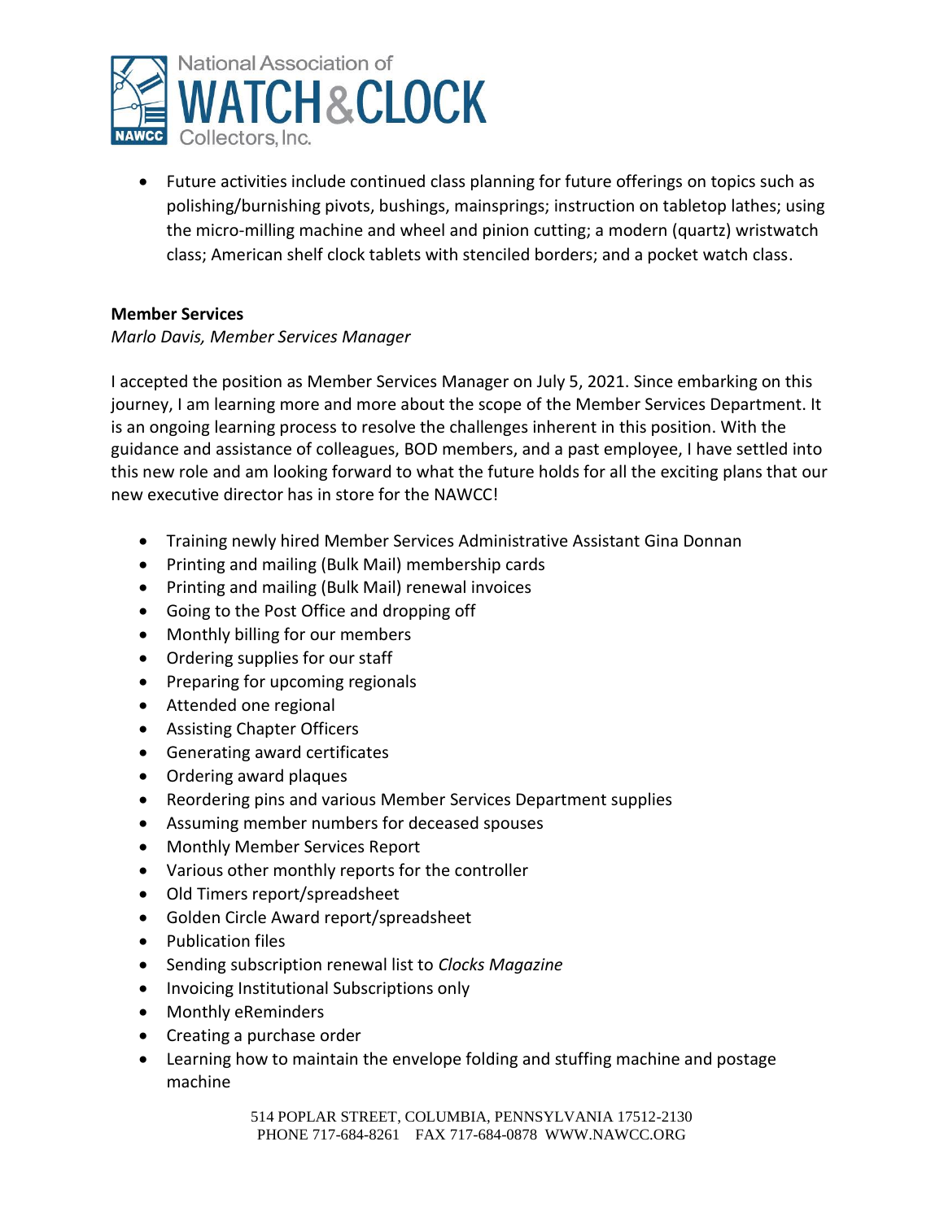- Future activities include continued class planning for future offerings on topics such as polishing/burnishing pivots, bushings, mainsprings; instruction on tabletop lathes; using the micro-milling machine and wheel and pinion cutting; a modern (quartz) wristwatch class; American shelf clock tablets with stenciled borders; and a pocket watch class.

**Member Services**

*Marlo Davis, Member Services Manager*

I accepted the position as Member Services Manager on July 5, 2021. Since embarking on this journey, I am learning more and more about the scope of the Member Services Department. It is an ongoing learning process to resolve the challenges inherent in this position. With the guidance and assistance of colleagues, BOD members, and a past employee, I have settled into this new role and am looking forward to what the future holds for all the exciting plans that our new executive director has in store for the NAWCC!

- Training newly hired Member Services Administrative Assistant Gina Donnan
- Printing and mailing (Bulk Mail) membership cards
- Printing and mailing (Bulk Mail) renewal invoices
- Going to the Post Office and dropping off
- Monthly billing for our members
- Ordering supplies for our staff
- Preparing for upcoming regionals
- Attended one regional
- Assisting Chapter Officers
- Generating award certificates
- Ordering award plaques
- Reordering pins and various Member Services Department supplies
- Assuming member numbers for deceased spouses
- Monthly Member Services Report
- Various other monthly reports for the controller
- Old Timers report/spreadsheet
- Golden Circle Award report/spreadsheet
- Publication files
- Sending subscription renewal list to *Clocks Magazine*
- Invoicing Institutional Subscriptions only
- Monthly eReminders
- Creating a purchase order
- Learning how to maintain the envelope folding and stuffing machine and postage machine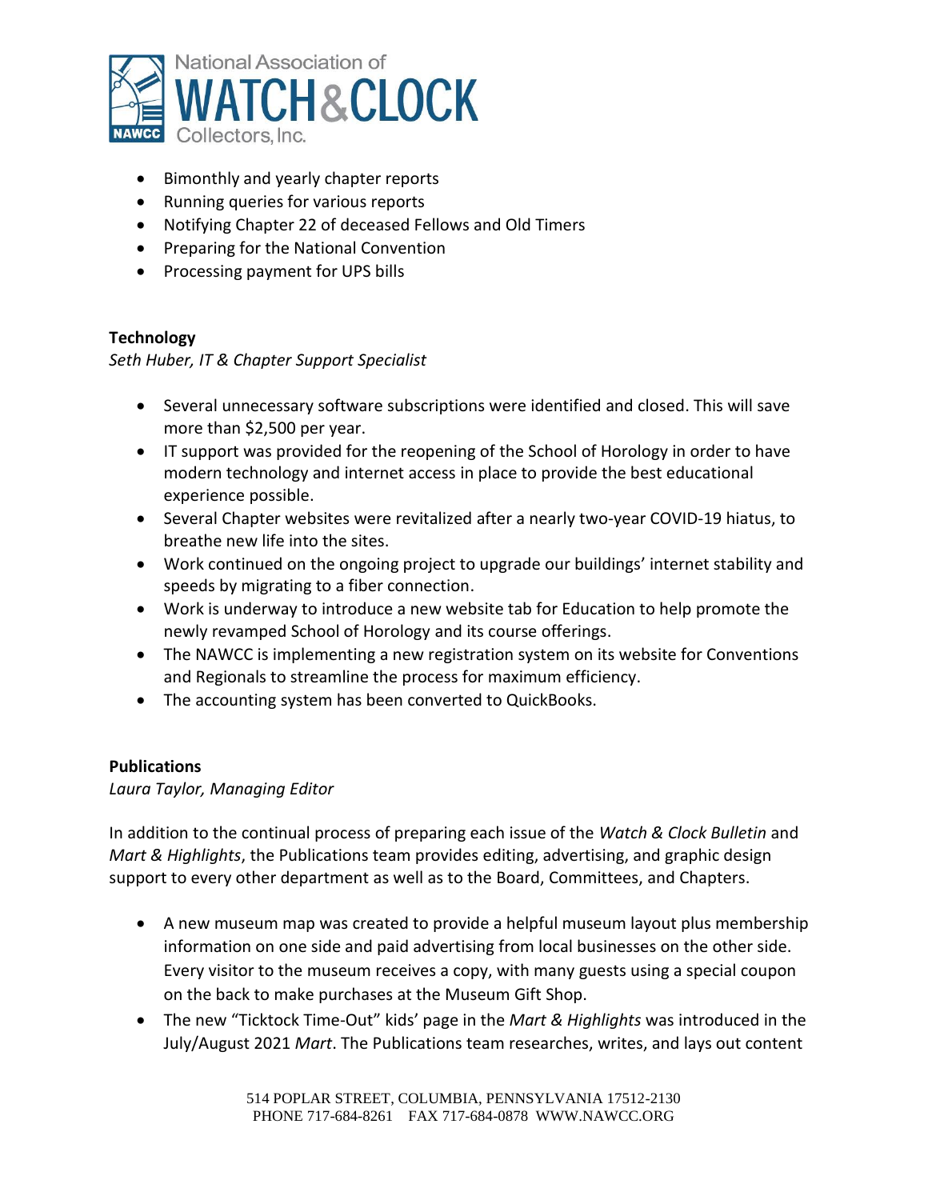- Bimonthly and yearly chapter reports
- Running queries for various reports
- Notifying Chapter 22 of deceased Fellows and Old Timers
- Preparing for the National Convention
- Processing payment for UPS bills

**Technology**

*Seth Huber, IT & Chapter Support Specialist*

- Several unnecessary software subscriptions were identified and closed. This will save more than $2,500 per year.
- IT support was provided for the reopening of the School of Horology in order to have modern technology and internet access in place to provide the best educational experience possible.
- Several Chapter websites were revitalized after a nearly two-year COVID-19 hiatus, to breathe new life into the sites.
- Work continued on the ongoing project to upgrade our buildings' internet stability and speeds by migrating to a fiber connection.
- Work is underway to introduce a new website tab for Education to help promote the newly revamped School of Horology and its course offerings.
- The NAWCC is implementing a new registration system on its website for Conventions and Regionals to streamline the process for maximum efficiency.
- The accounting system has been converted to QuickBooks.

**Publications**

*Laura Taylor, Managing Editor*

In addition to the continual process of preparing each issue of the *Watch & Clock Bulletin* and *Mart & Highlights*, the Publications team provides editing, advertising, and graphic design support to every other department as well as to the Board, Committees, and Chapters.

- A new museum map was created to provide a helpful museum layout plus membership information on one side and paid advertising from local businesses on the other side. Every visitor to the museum receives a copy, with many guests using a special coupon on the back to make purchases at the Museum Gift Shop.
- The new "Ticktock Time-Out" kids' page in the *Mart & Highlights* was introduced in the July/August 2021 *Mart*. The Publications team researches, writes, and lays out content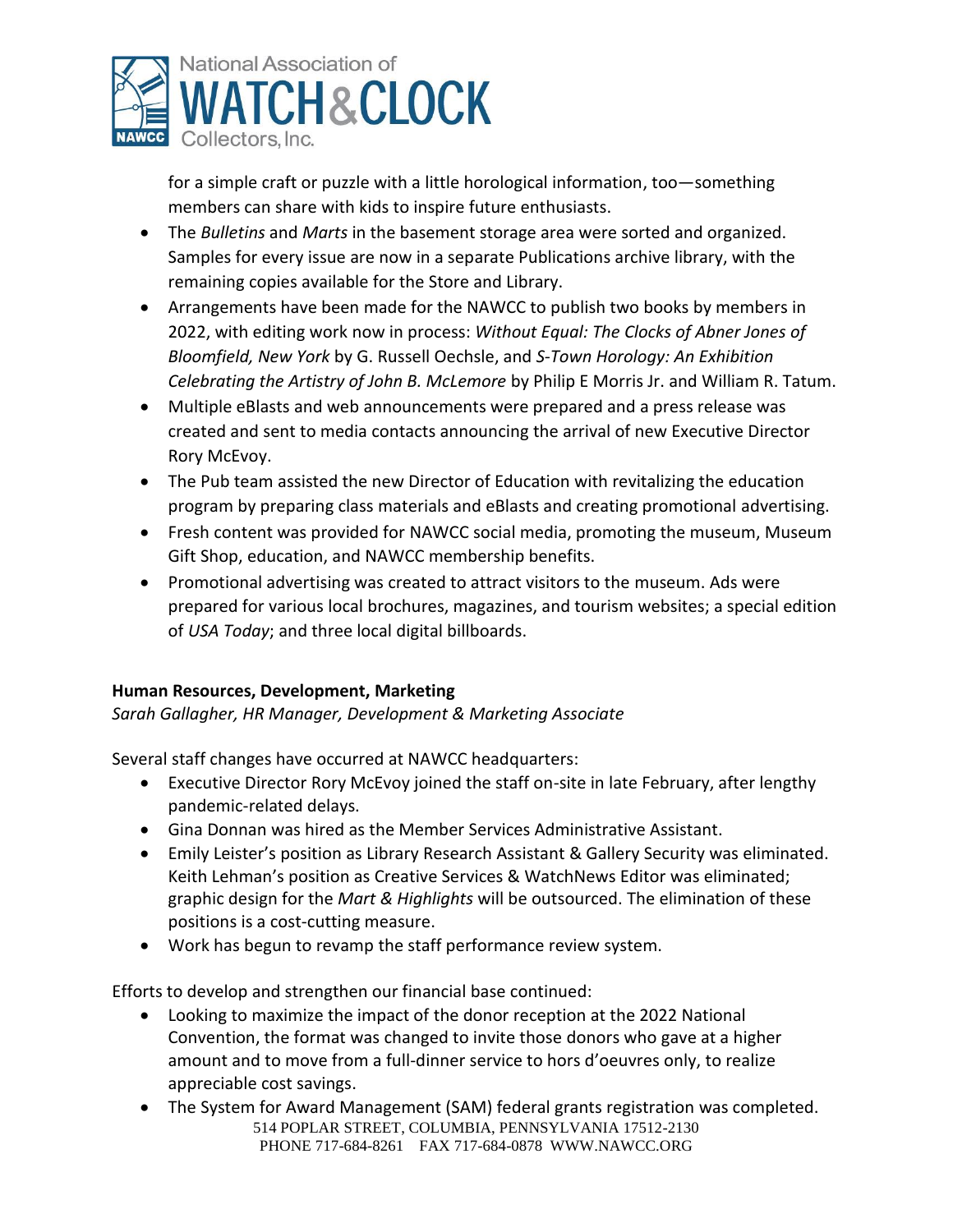for a simple craft or puzzle with a little horological information, too—something members can share with kids to inspire future enthusiasts.

- The *Bulletins* and *Marts* in the basement storage area were sorted and organized. Samples for every issue are now in a separate Publications archive library, with the remaining copies available for the Store and Library.
- Arrangements have been made for the NAWCC to publish two books by members in 2022, with editing work now in process: *Without Equal: The Clocks of Abner Jones of Bloomfield, New York* by G. Russell Oechsle, and *S-Town Horology: An Exhibition Celebrating the Artistry of John B. McLemore* by Philip E Morris Jr. and William R. Tatum.
- Multiple eBlasts and web announcements were prepared and a press release was created and sent to media contacts announcing the arrival of new Executive Director Rory McEvoy.
- The Pub team assisted the new Director of Education with revitalizing the education program by preparing class materials and eBlasts and creating promotional advertising.
- Fresh content was provided for NAWCC social media, promoting the museum, Museum Gift Shop, education, and NAWCC membership benefits.
- Promotional advertising was created to attract visitors to the museum. Ads were prepared for various local brochures, magazines, and tourism websites; a special edition of *USA Today*; and three local digital billboards.

**Human Resources, Development, Marketing**

*Sarah Gallagher, HR Manager, Development & Marketing Associate*

Several staff changes have occurred at NAWCC headquarters:

- Executive Director Rory McEvoy joined the staff on-site in late February, after lengthy pandemic-related delays.
- Gina Donnan was hired as the Member Services Administrative Assistant.
- Emily Leister's position as Library Research Assistant & Gallery Security was eliminated. Keith Lehman's position as Creative Services & WatchNews Editor was eliminated; graphic design for the *Mart & Highlights* will be outsourced. The elimination of these positions is a cost-cutting measure.
- Work has begun to revamp the staff performance review system.

Efforts to develop and strengthen our financial base continued:

- Looking to maximize the impact of the donor reception at the 2022 National Convention, the format was changed to invite those donors who gave at a higher amount and to move from a full-dinner service to hors d'oeuvres only, to realize appreciable cost savings.
- The System for Award Management (SAM) federal grants registration was completed.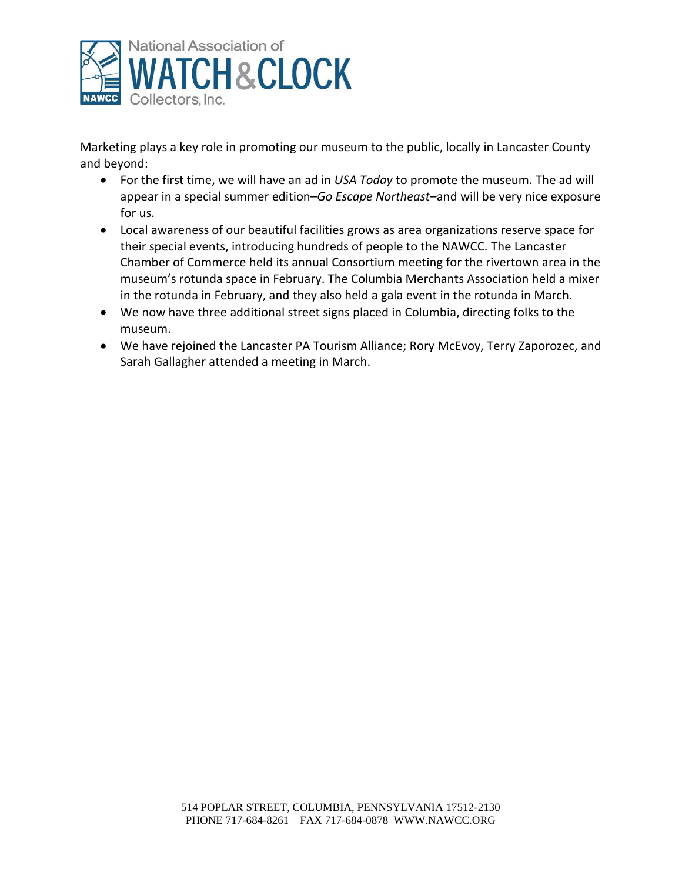Marketing plays a key role in promoting our museum to the public, locally in Lancaster County and beyond:

- For the first time, we will have an ad in *USA Today* to promote the museum. The ad will appear in a special summer edition–*Go Escape Northeast*–and will be very nice exposure for us.
- Local awareness of our beautiful facilities grows as area organizations reserve space for their special events, introducing hundreds of people to the NAWCC. The Lancaster Chamber of Commerce held its annual Consortium meeting for the rivertown area in the museum's rotunda space in February. The Columbia Merchants Association held a mixer in the rotunda in February, and they also held a gala event in the rotunda in March.
- We now have three additional street signs placed in Columbia, directing folks to the museum.
- We have rejoined the Lancaster PA Tourism Alliance; Rory McEvoy, Terry Zaporozec, and Sarah Gallagher attended a meeting in March.